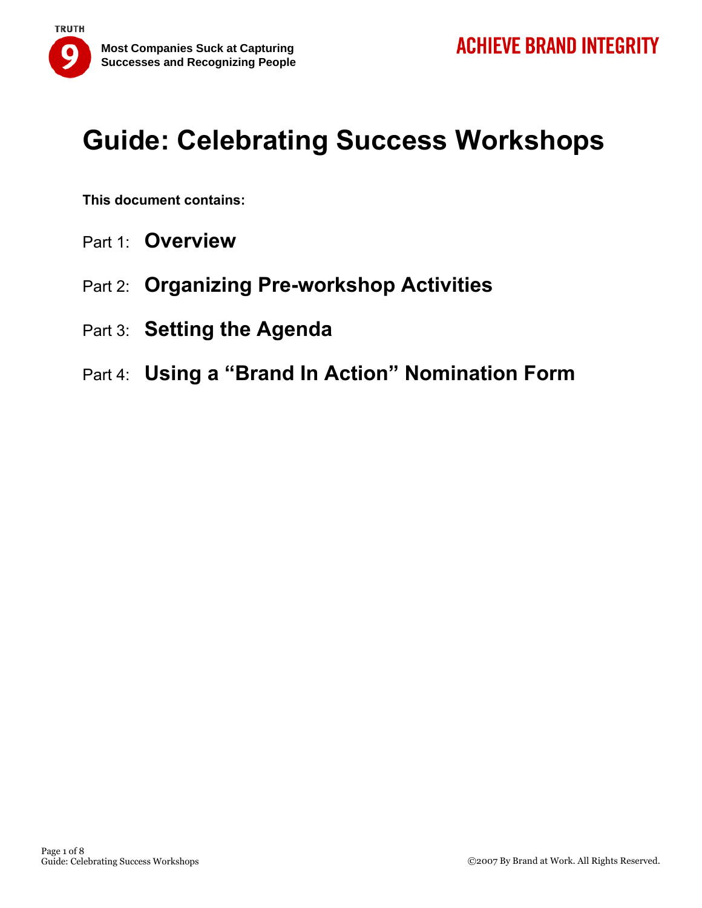# Guide: Celebrating Success Workshops

**This document contains:**

Part 1: **Overview**

Part 2: **Organizing Pre-workshop Activities**

Part 3: **Setting the Agenda**

Part 4: **Using a "Brand In Action" Nomination Form**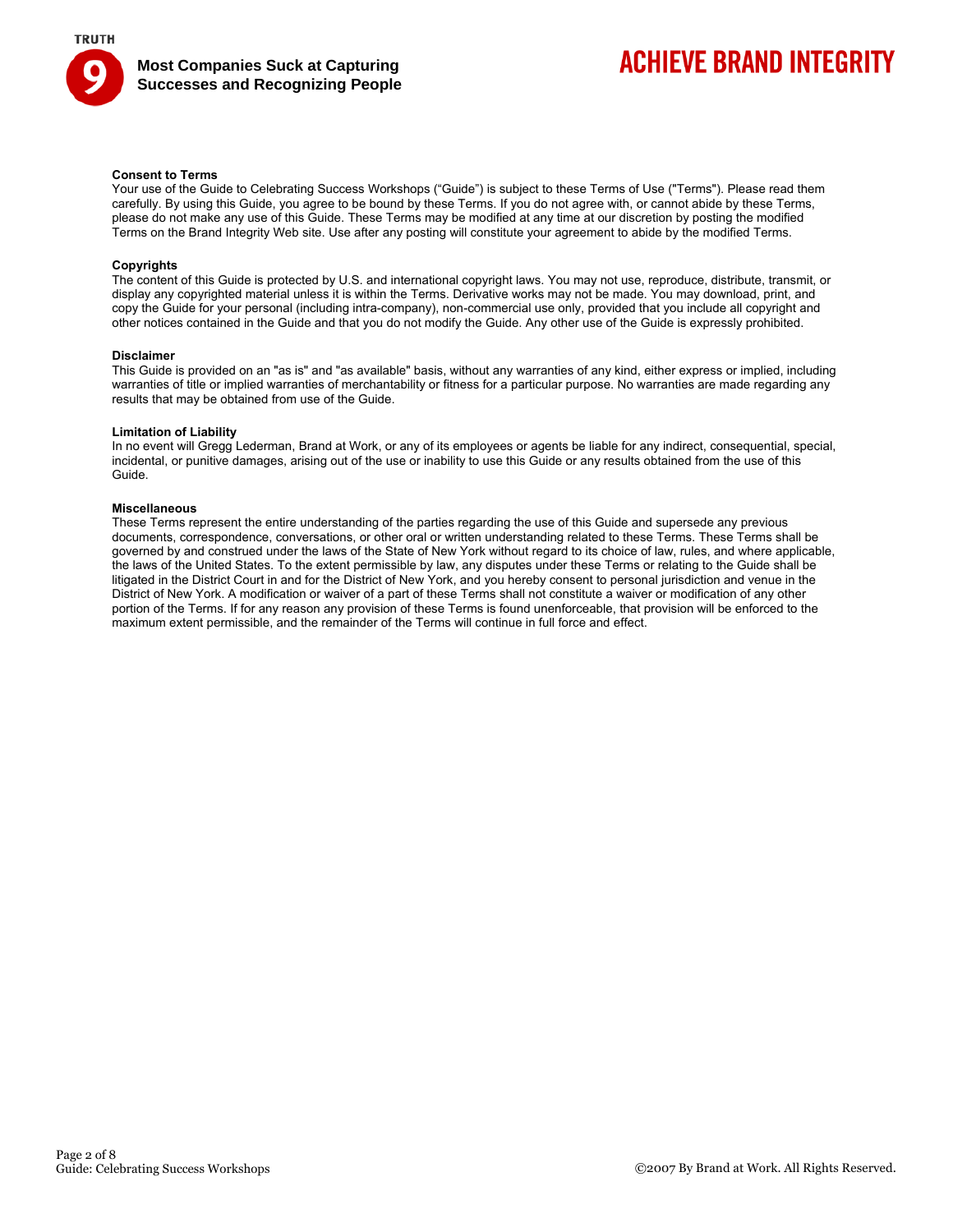**Consent to Terms**

Your use of the Guide to Celebrating Success Workshops ("Guide") is subject to these Terms of Use ("Terms"). Please read them carefully. By using this Guide, you agree to be bound by these Terms. If you do not agree with, or cannot abide by these Terms, please do not make any use of this Guide. These Terms may be modified at any time at our discretion by posting the modified Terms on the Brand Integrity Web site. Use after any posting will constitute your agreement to abide by the modified Terms.

**Copyrights**

The content of this Guide is protected by U.S. and international copyright laws. You may not use, reproduce, distribute, transmit, or display any copyrighted material unless it is within the Terms. Derivative works may not be made. You may download, print, and copy the Guide for your personal (including intra-company), non-commercial use only, provided that you include all copyright and other notices contained in the Guide and that you do not modify the Guide. Any other use of the Guide is expressly prohibited.

**Disclaimer**

This Guide is provided on an "as is" and "as available" basis, without any warranties of any kind, either express or implied, including warranties of title or implied warranties of merchantability or fitness for a particular purpose. No warranties are made regarding any results that may be obtained from use of the Guide.

**Limitation of Liability**

In no event will Gregg Lederman, Brand at Work, or any of its employees or agents be liable for any indirect, consequential, special, incidental, or punitive damages, arising out of the use or inability to use this Guide or any results obtained from the use of this Guide.

**Miscellaneous**

These Terms represent the entire understanding of the parties regarding the use of this Guide and supersede any previous documents, correspondence, conversations, or other oral or written understanding related to these Terms. These Terms shall be governed by and construed under the laws of the State of New York without regard to its choice of law, rules, and where applicable, the laws of the United States. To the extent permissible by law, any disputes under these Terms or relating to the Guide shall be litigated in the District Court in and for the District of New York, and you hereby consent to personal jurisdiction and venue in the District of New York. A modification or waiver of a part of these Terms shall not constitute a waiver or modification of any other portion of the Terms. If for any reason any provision of these Terms is found unenforceable, that provision will be enforced to the maximum extent permissible, and the remainder of the Terms will continue in full force and effect.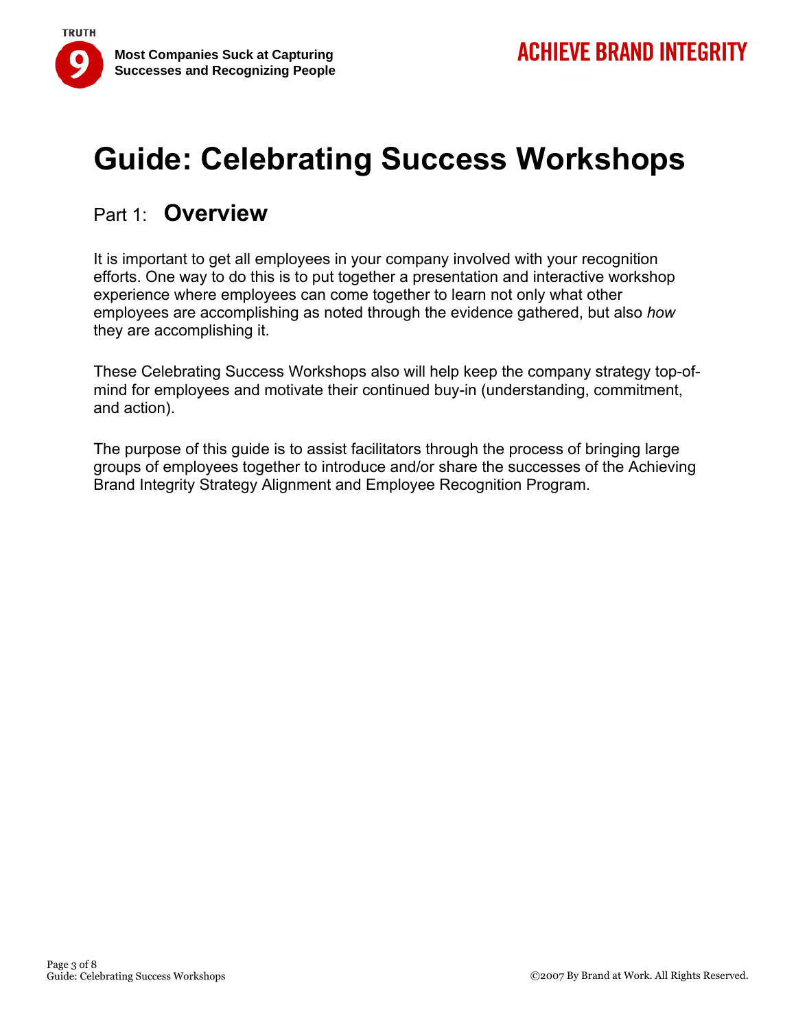# Guide: Celebrating Success Workshops

## Part 1: **Overview**

It is important to get all employees in your company involved with your recognition efforts. One way to do this is to put together a presentation and interactive workshop experience where employees can come together to learn not only what other employees are accomplishing as noted through the evidence gathered, but also *how* they are accomplishing it.

These Celebrating Success Workshops also will help keep the company strategy top-of-mind for employees and motivate their continued buy-in (understanding, commitment, and action).

The purpose of this guide is to assist facilitators through the process of bringing large groups of employees together to introduce and/or share the successes of the Achieving Brand Integrity Strategy Alignment and Employee Recognition Program.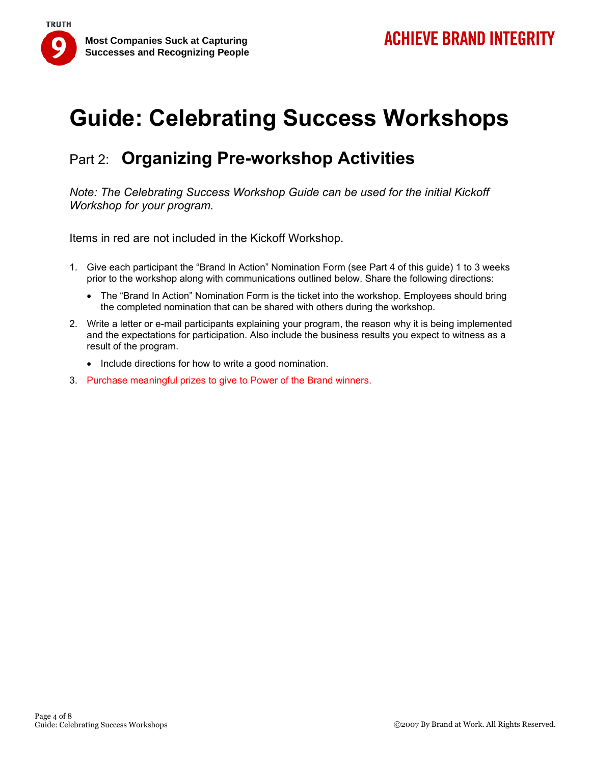# Guide: Celebrating Success Workshops

## Part 2: **Organizing Pre-workshop Activities**

*Note: The Celebrating Success Workshop Guide can be used for the initial Kickoff Workshop for your program.*

Items in red are not included in the Kickoff Workshop.

1. Give each participant the "Brand In Action" Nomination Form (see Part 4 of this guide) 1 to 3 weeks prior to the workshop along with communications outlined below. Share the following directions:
   - The "Brand In Action" Nomination Form is the ticket into the workshop. Employees should bring the completed nomination that can be shared with others during the workshop.
2. Write a letter or e-mail participants explaining your program, the reason why it is being implemented and the expectations for participation. Also include the business results you expect to witness as a result of the program.
   - Include directions for how to write a good nomination.
3. Purchase meaningful prizes to give to Power of the Brand winners.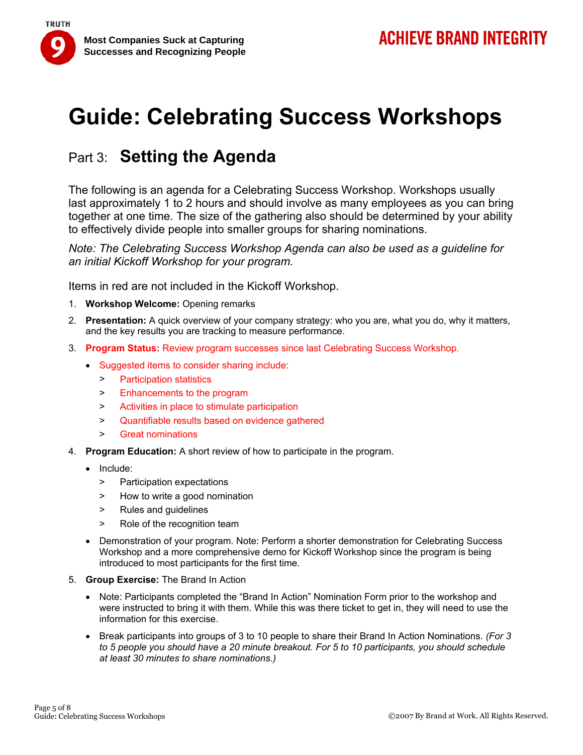# Guide: Celebrating Success Workshops

## Part 3: Setting the Agenda

The following is an agenda for a Celebrating Success Workshop. Workshops usually last approximately 1 to 2 hours and should involve as many employees as you can bring together at one time. The size of the gathering also should be determined by your ability to effectively divide people into smaller groups for sharing nominations.

*Note: The Celebrating Success Workshop Agenda can also be used as a guideline for an initial Kickoff Workshop for your program.*

Items in red are not included in the Kickoff Workshop.

1. **Workshop Welcome:** Opening remarks
2. **Presentation:** A quick overview of your company strategy: who you are, what you do, why it matters, and the key results you are tracking to measure performance.
3. **Program Status:** Review program successes since last Celebrating Success Workshop.
   - Suggested items to consider sharing include:
     > Participation statistics
     > Enhancements to the program
     > Activities in place to stimulate participation
     > Quantifiable results based on evidence gathered
     > Great nominations
4. **Program Education:** A short review of how to participate in the program.
   - Include:
     > Participation expectations
     > How to write a good nomination
     > Rules and guidelines
     > Role of the recognition team
   - Demonstration of your program. Note: Perform a shorter demonstration for Celebrating Success Workshop and a more comprehensive demo for Kickoff Workshop since the program is being introduced to most participants for the first time.
5. **Group Exercise:** The Brand In Action
   - Note: Participants completed the "Brand In Action" Nomination Form prior to the workshop and were instructed to bring it with them. While this was there ticket to get in, they will need to use the information for this exercise.
   - Break participants into groups of 3 to 10 people to share their Brand In Action Nominations. *(For 3 to 5 people you should have a 20 minute breakout. For 5 to 10 participants, you should schedule at least 30 minutes to share nominations.)*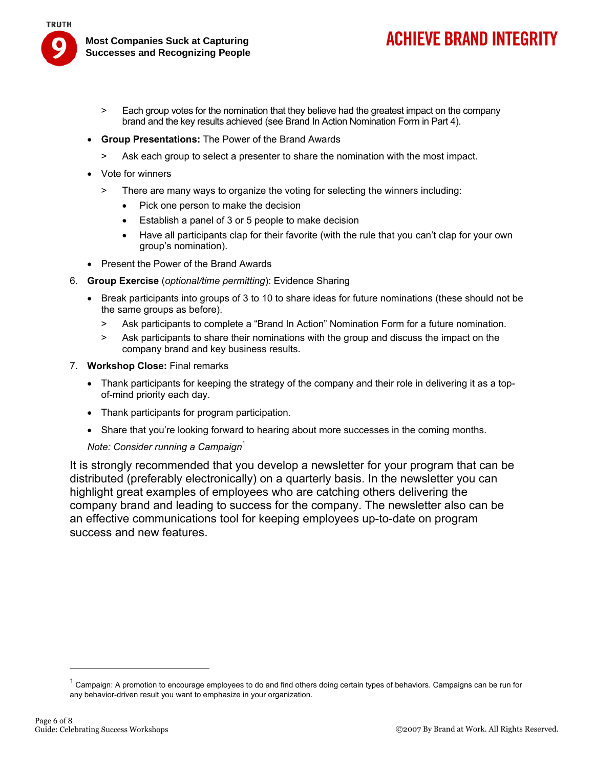- Each group votes for the nomination that they believe had the greatest impact on the company brand and the key results achieved (see Brand In Action Nomination Form in Part 4).

- **Group Presentations:** The Power of the Brand Awards
  - Ask each group to select a presenter to share the nomination with the most impact.
- Vote for winners
  - There are many ways to organize the voting for selecting the winners including:
    - Pick one person to make the decision
    - Establish a panel of 3 or 5 people to make decision
    - Have all participants clap for their favorite (with the rule that you can't clap for your own group's nomination).
- Present the Power of the Brand Awards

6. **Group Exercise** (*optional/time permitting*): Evidence Sharing
   - Break participants into groups of 3 to 10 to share ideas for future nominations (these should not be the same groups as before).
     - Ask participants to complete a "Brand In Action" Nomination Form for a future nomination.
     - Ask participants to share their nominations with the group and discuss the impact on the company brand and key business results.
7. **Workshop Close:** Final remarks
   - Thank participants for keeping the strategy of the company and their role in delivering it as a top-of-mind priority each day.
   - Thank participants for program participation.
   - Share that you're looking forward to hearing about more successes in the coming months.

   *Note: Consider running a Campaign*[1]

It is strongly recommended that you develop a newsletter for your program that can be distributed (preferably electronically) on a quarterly basis. In the newsletter you can highlight great examples of employees who are catching others delivering the company brand and leading to success for the company. The newsletter also can be an effective communications tool for keeping employees up-to-date on program success and new features.

---

[1] Campaign: A promotion to encourage employees to do and find others doing certain types of behaviors. Campaigns can be run for any behavior-driven result you want to emphasize in your organization.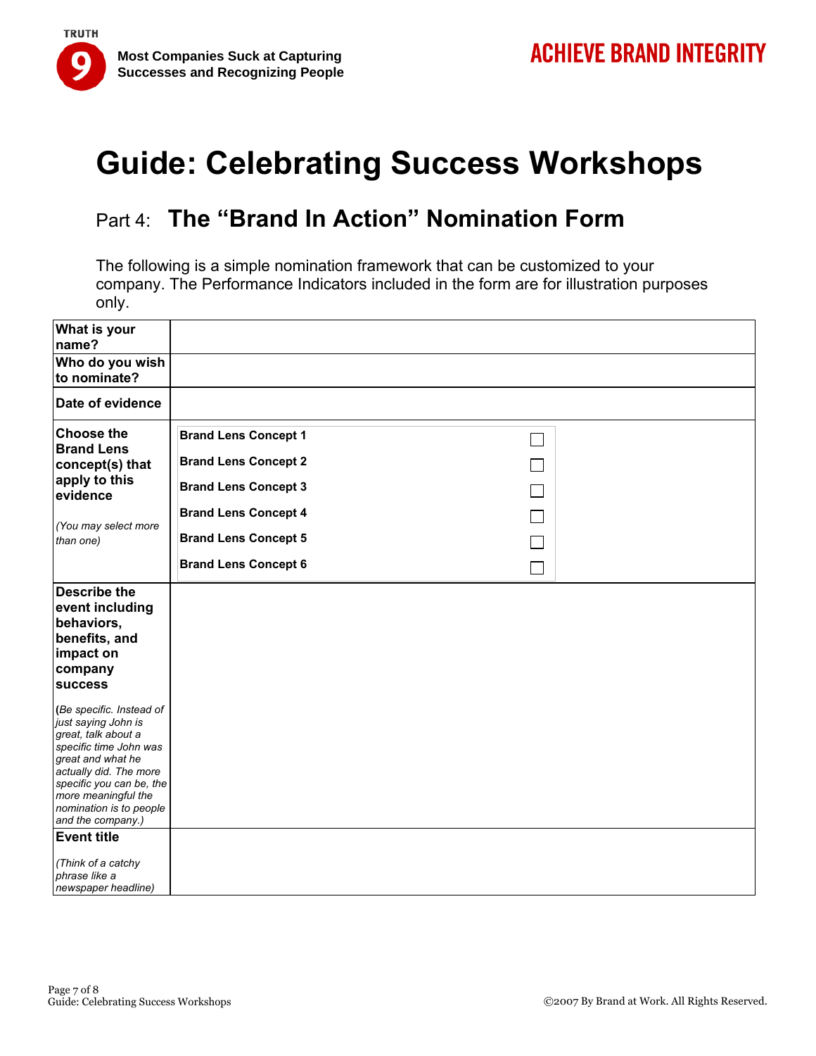# Guide: Celebrating Success Workshops

## Part 4: The "Brand In Action" Nomination Form

The following is a simple nomination framework that can be customized to your company. The Performance Indicators included in the form are for illustration purposes only.

| | |
|---|---|
| **What is your name?** | |
| **Who do you wish to nominate?** | |
| **Date of evidence** | |
| **Choose the Brand Lens concept(s) that apply to this evidence**<br><br>*(You may select more than one)* | **Brand Lens Concept 1** ☐<br>**Brand Lens Concept 2** ☐<br>**Brand Lens Concept 3** ☐<br>**Brand Lens Concept 4** ☐<br>**Brand Lens Concept 5** ☐<br>**Brand Lens Concept 6** ☐ |
| **Describe the event including behaviors, benefits, and impact on company success**<br><br>*(Be specific. Instead of just saying John is great, talk about a specific time John was great and what he actually did. The more specific you can be, the more meaningful the nomination is to people and the company.)* | |
| **Event title**<br><br>*(Think of a catchy phrase like a newspaper headline)* | |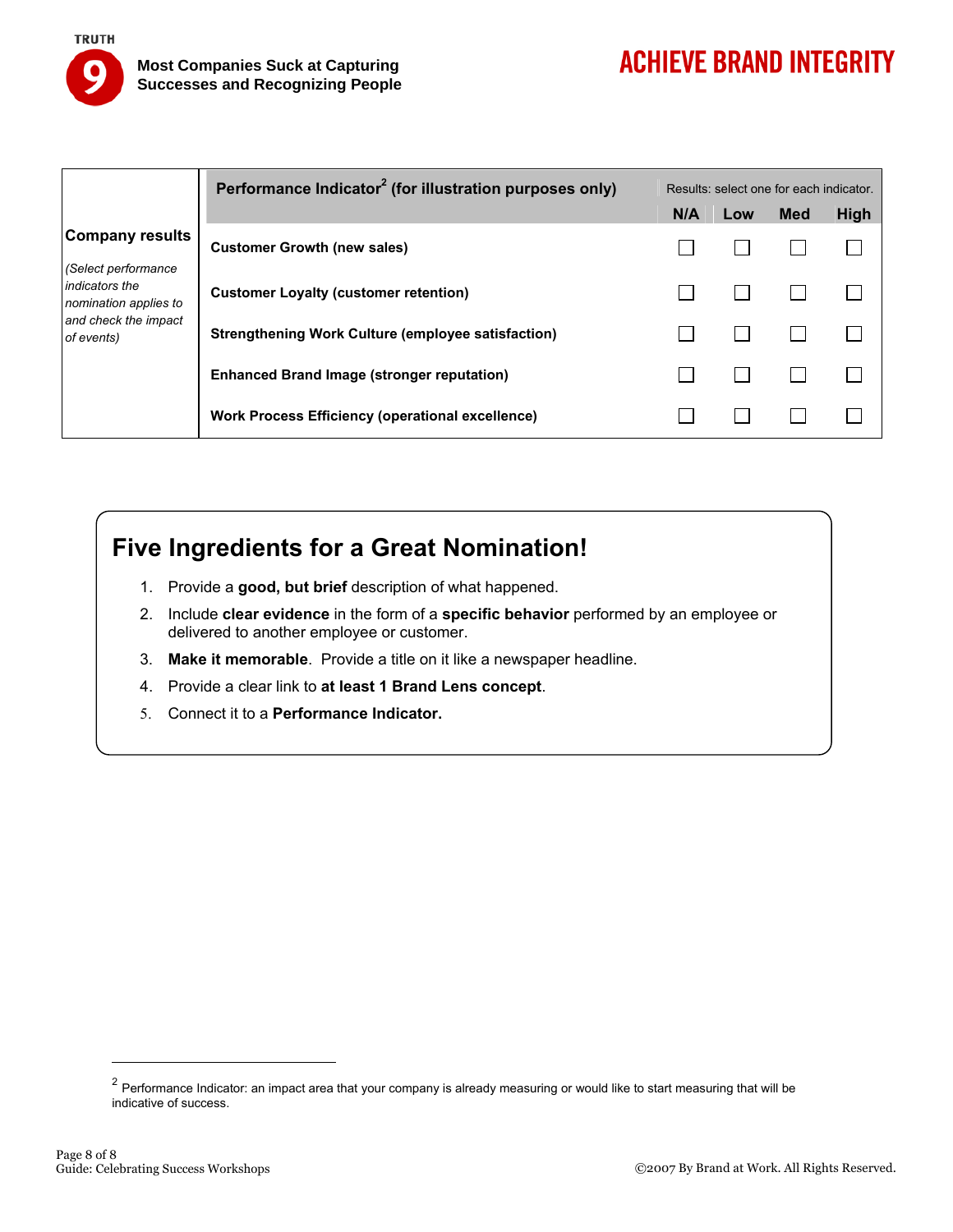TRUTH 9 — Most Companies Suck at Capturing Successes and Recognizing People

# ACHIEVE BRAND INTEGRITY

| | Performance Indicator[2] (for illustration purposes only) | Results: select one for each indicator. N/A | Low | Med | High |
|---|---|---|---|---|---|
| **Company results** *(Select performance indicators the nomination applies to and check the impact of events)* | **Customer Growth (new sales)** | ☐ | ☐ | ☐ | ☐ |
| | **Customer Loyalty (customer retention)** | ☐ | ☐ | ☐ | ☐ |
| | **Strengthening Work Culture (employee satisfaction)** | ☐ | ☐ | ☐ | ☐ |
| | **Enhanced Brand Image (stronger reputation)** | ☐ | ☐ | ☐ | ☐ |
| | **Work Process Efficiency (operational excellence)** | ☐ | ☐ | ☐ | ☐ |

## Five Ingredients for a Great Nomination!

1. Provide a **good, but brief** description of what happened.
2. Include **clear evidence** in the form of a **specific behavior** performed by an employee or delivered to another employee or customer.
3. **Make it memorable**. Provide a title on it like a newspaper headline.
4. Provide a clear link to **at least 1 Brand Lens concept**.
5. Connect it to a **Performance Indicator.**

---

[2] Performance Indicator: an impact area that your company is already measuring or would like to start measuring that will be indicative of success.

Guide: Celebrating Success Workshops

©2007 By Brand at Work. All Rights Reserved.